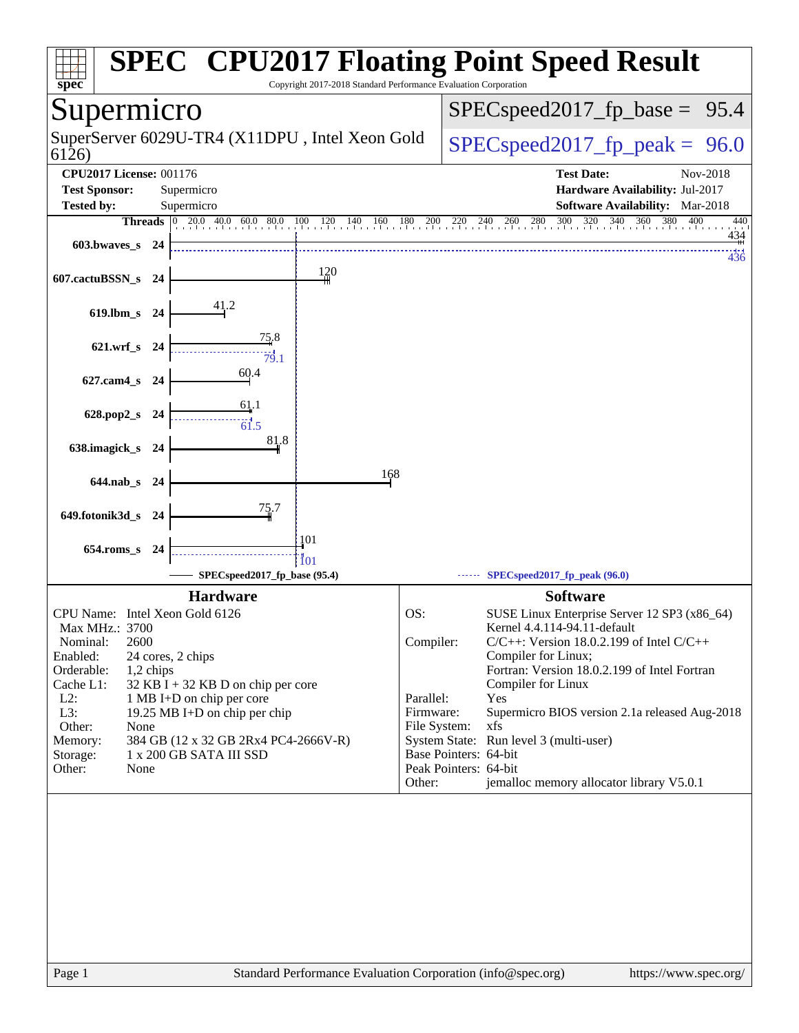# SPEC CPU2017 Floating Point Speed Result

Copyright 2017-2018 Standard Performance Evaluation Corporation

## Supermicro

SuperServer 6029U-TR4 (X11DPU , Intel Xeon Gold 6126)

SPECspeed2017_fp_base = 95.4

SPECspeed2017_fp_peak = 96.0

**CPU2017 License:** 001176
**Test Sponsor:** Supermicro
**Tested by:** Supermicro

**Test Date:** Nov-2018
**Hardware Availability:** Jul-2017
**Software Availability:** Mar-2018

| Benchmark | Threads | Base | Peak |
|---|---|---|---|
| 603.bwaves_s | 24 | 434 | 436 |
| 607.cactuBSSN_s | 24 | 120 | |
| 619.lbm_s | 24 | 41.2 | |
| 621.wrf_s | 24 | 75.8 | 79.1 |
| 627.cam4_s | 24 | 60.4 | |
| 628.pop2_s | 24 | 61.1 | 61.5 |
| 638.imagick_s | 24 | 81.8 | |
| 644.nab_s | 24 | 168 | |
| 649.fotonik3d_s | 24 | 75.7 | |
| 654.roms_s | 24 | 101 | 101 |

SPECspeed2017_fp_base (95.4) ------ SPECspeed2017_fp_peak (96.0)

### Hardware

| | |
|---|---|
| CPU Name: | Intel Xeon Gold 6126 |
| Max MHz.: | 3700 |
| Nominal: | 2600 |
| Enabled: | 24 cores, 2 chips |
| Orderable: | 1,2 chips |
| Cache L1: | 32 KB I + 32 KB D on chip per core |
| L2: | 1 MB I+D on chip per core |
| L3: | 19.25 MB I+D on chip per chip |
| Other: | None |
| Memory: | 384 GB (12 x 32 GB 2Rx4 PC4-2666V-R) |
| Storage: | 1 x 200 GB SATA III SSD |
| Other: | None |

### Software

| | |
|---|---|
| OS: | SUSE Linux Enterprise Server 12 SP3 (x86_64) Kernel 4.4.114-94.11-default |
| Compiler: | C/C++: Version 18.0.2.199 of Intel C/C++ Compiler for Linux; Fortran: Version 18.0.2.199 of Intel Fortran Compiler for Linux |
| Parallel: | Yes |
| Firmware: | Supermicro BIOS version 2.1a released Aug-2018 |
| File System: | xfs |
| System State: | Run level 3 (multi-user) |
| Base Pointers: | 64-bit |
| Peak Pointers: | 64-bit |
| Other: | jemalloc memory allocator library V5.0.1 |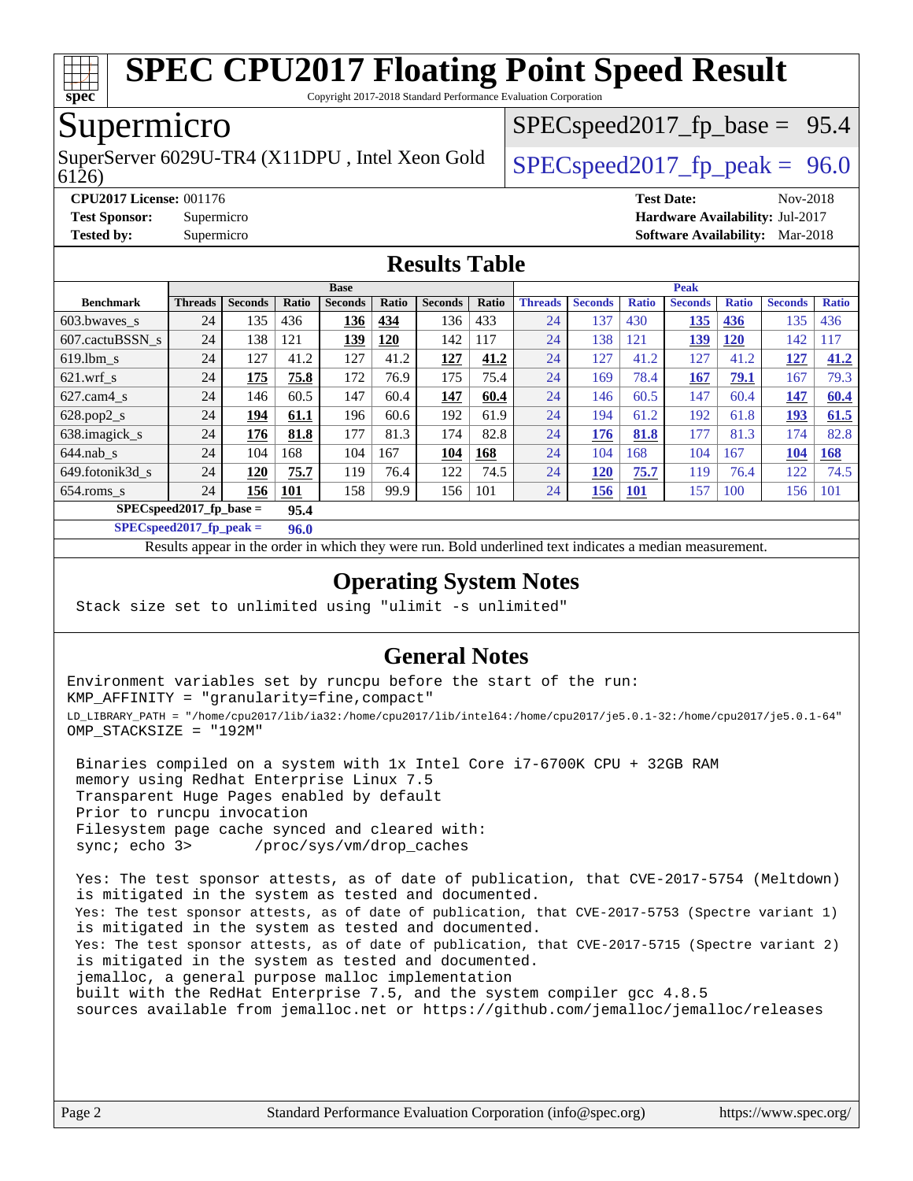# SPEC CPU2017 Floating Point Speed Result

Copyright 2017-2018 Standard Performance Evaluation Corporation

## Supermicro

SuperServer 6029U-TR4 (X11DPU , Intel Xeon Gold 6126)

SPECspeed2017_fp_base = 95.4

SPECspeed2017_fp_peak = 96.0

**CPU2017 License:** 001176
**Test Sponsor:** Supermicro
**Tested by:** Supermicro

**Test Date:** Nov-2018
**Hardware Availability:** Jul-2017
**Software Availability:** Mar-2018

## Results Table

| Benchmark | Base | | | | | | | Peak | | | | | | |
|---|---|---|---|---|---|---|---|---|---|---|---|---|---|---|
| | Threads | Seconds | Ratio | Seconds | Ratio | Seconds | Ratio | Threads | Seconds | Ratio | Seconds | Ratio | Seconds | Ratio |
| 603.bwaves_s | 24 | 135 | 436 | **136** | **434** | 136 | 433 | 24 | 137 | 430 | **135** | **436** | 135 | 436 |
| 607.cactuBSSN_s | 24 | 138 | 121 | **139** | **120** | 142 | 117 | 24 | 138 | 121 | **139** | **120** | 142 | 117 |
| 619.lbm_s | 24 | 127 | 41.2 | 127 | 41.2 | **127** | **41.2** | 24 | 127 | 41.2 | 127 | 41.2 | **127** | **41.2** |
| 621.wrf_s | 24 | **175** | **75.8** | 172 | 76.9 | 175 | 75.4 | 24 | 169 | 78.4 | **167** | **79.1** | 167 | 79.3 |
| 627.cam4_s | 24 | 146 | 60.5 | 147 | 60.4 | **147** | **60.4** | 24 | 146 | 60.5 | 147 | 60.4 | **147** | **60.4** |
| 628.pop2_s | 24 | **194** | **61.1** | 196 | 60.6 | 192 | 61.9 | 24 | 194 | 61.2 | 192 | 61.8 | **193** | **61.5** |
| 638.imagick_s | 24 | **176** | **81.8** | 177 | 81.3 | 174 | 82.8 | 24 | **176** | **81.8** | 177 | 81.3 | 174 | 82.8 |
| 644.nab_s | 24 | 104 | 168 | 104 | 167 | **104** | **168** | 24 | 104 | 168 | 104 | 167 | **104** | **168** |
| 649.fotonik3d_s | 24 | **120** | **75.7** | 119 | 76.4 | 122 | 74.5 | 24 | **120** | **75.7** | 119 | 76.4 | 122 | 74.5 |
| 654.roms_s | 24 | **156** | **101** | 158 | 99.9 | 156 | 101 | 24 | **156** | **101** | 157 | 100 | 156 | 101 |

**SPECspeed2017_fp_base = 95.4**

**SPECspeed2017_fp_peak = 96.0**

Results appear in the order in which they were run. Bold underlined text indicates a median measurement.

## Operating System Notes

```
Stack size set to unlimited using "ulimit -s unlimited"
```

## General Notes

```
Environment variables set by runcpu before the start of the run:
KMP_AFFINITY = "granularity=fine,compact"
LD_LIBRARY_PATH = "/home/cpu2017/lib/ia32:/home/cpu2017/lib/intel64:/home/cpu2017/je5.0.1-32:/home/cpu2017/je5.0.1-64"
OMP_STACKSIZE = "192M"

 Binaries compiled on a system with 1x Intel Core i7-6700K CPU + 32GB RAM
 memory using Redhat Enterprise Linux 7.5
 Transparent Huge Pages enabled by default
 Prior to runcpu invocation
 Filesystem page cache synced and cleared with:
 sync; echo 3>       /proc/sys/vm/drop_caches

 Yes: The test sponsor attests, as of date of publication, that CVE-2017-5754 (Meltdown)
 is mitigated in the system as tested and documented.
 Yes: The test sponsor attests, as of date of publication, that CVE-2017-5753 (Spectre variant 1)
 is mitigated in the system as tested and documented.
 Yes: The test sponsor attests, as of date of publication, that CVE-2017-5715 (Spectre variant 2)
 is mitigated in the system as tested and documented.
 jemalloc, a general purpose malloc implementation
 built with the RedHat Enterprise 7.5, and the system compiler gcc 4.8.5
 sources available from jemalloc.net or https://github.com/jemalloc/jemalloc/releases
```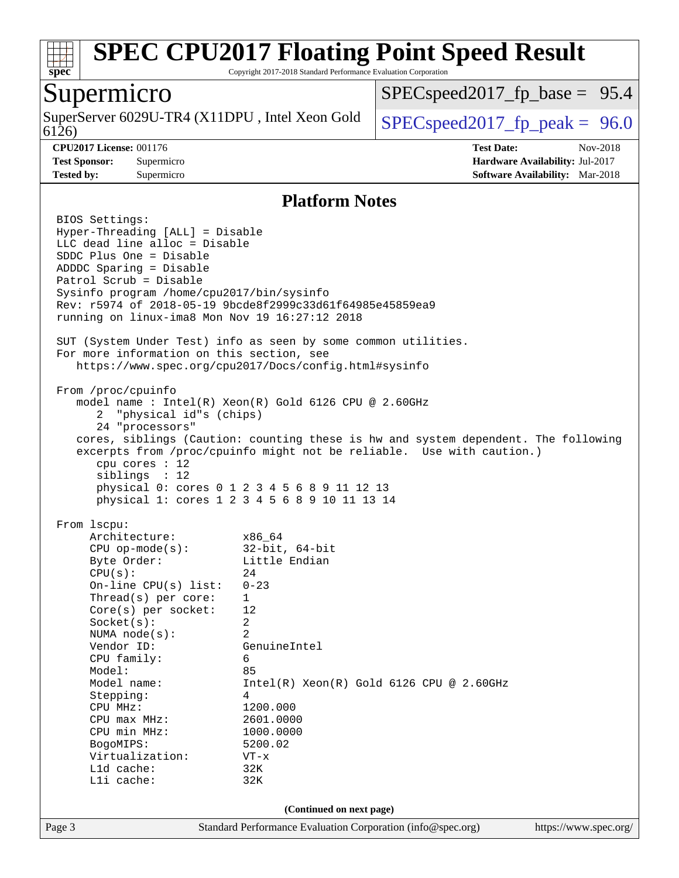# SPEC CPU2017 Floating Point Speed Result

Copyright 2017-2018 Standard Performance Evaluation Corporation

## Supermicro

SuperServer 6029U-TR4 (X11DPU , Intel Xeon Gold 6126)

SPECspeed2017_fp_base = 95.4

SPECspeed2017_fp_peak = 96.0

**CPU2017 License:** 001176
**Test Sponsor:** Supermicro
**Tested by:** Supermicro

**Test Date:** Nov-2018
**Hardware Availability:** Jul-2017
**Software Availability:** Mar-2018

## Platform Notes

```
BIOS Settings:
Hyper-Threading [ALL] = Disable
LLC dead line alloc = Disable
SDDC Plus One = Disable
ADDDC Sparing = Disable
Patrol Scrub = Disable
Sysinfo program /home/cpu2017/bin/sysinfo
Rev: r5974 of 2018-05-19 9bcde8f2999c33d61f64985e45859ea9
running on linux-ima8 Mon Nov 19 16:27:12 2018

SUT (System Under Test) info as seen by some common utilities.
For more information on this section, see
   https://www.spec.org/cpu2017/Docs/config.html#sysinfo

From /proc/cpuinfo
   model name : Intel(R) Xeon(R) Gold 6126 CPU @ 2.60GHz
      2  "physical id"s (chips)
      24 "processors"
   cores, siblings (Caution: counting these is hw and system dependent. The following
   excerpts from /proc/cpuinfo might not be reliable.  Use with caution.)
      cpu cores : 12
      siblings  : 12
      physical 0: cores 0 1 2 3 4 5 6 8 9 11 12 13
      physical 1: cores 1 2 3 4 5 6 8 9 10 11 13 14

From lscpu:
     Architecture:          x86_64
     CPU op-mode(s):        32-bit, 64-bit
     Byte Order:            Little Endian
     CPU(s):                24
     On-line CPU(s) list:   0-23
     Thread(s) per core:    1
     Core(s) per socket:    12
     Socket(s):             2
     NUMA node(s):          2
     Vendor ID:             GenuineIntel
     CPU family:            6
     Model:                 85
     Model name:            Intel(R) Xeon(R) Gold 6126 CPU @ 2.60GHz
     Stepping:              4
     CPU MHz:               1200.000
     CPU max MHz:           2601.0000
     CPU min MHz:           1000.0000
     BogoMIPS:              5200.02
     Virtualization:        VT-x
     L1d cache:             32K
     L1i cache:             32K
```

(Continued on next page)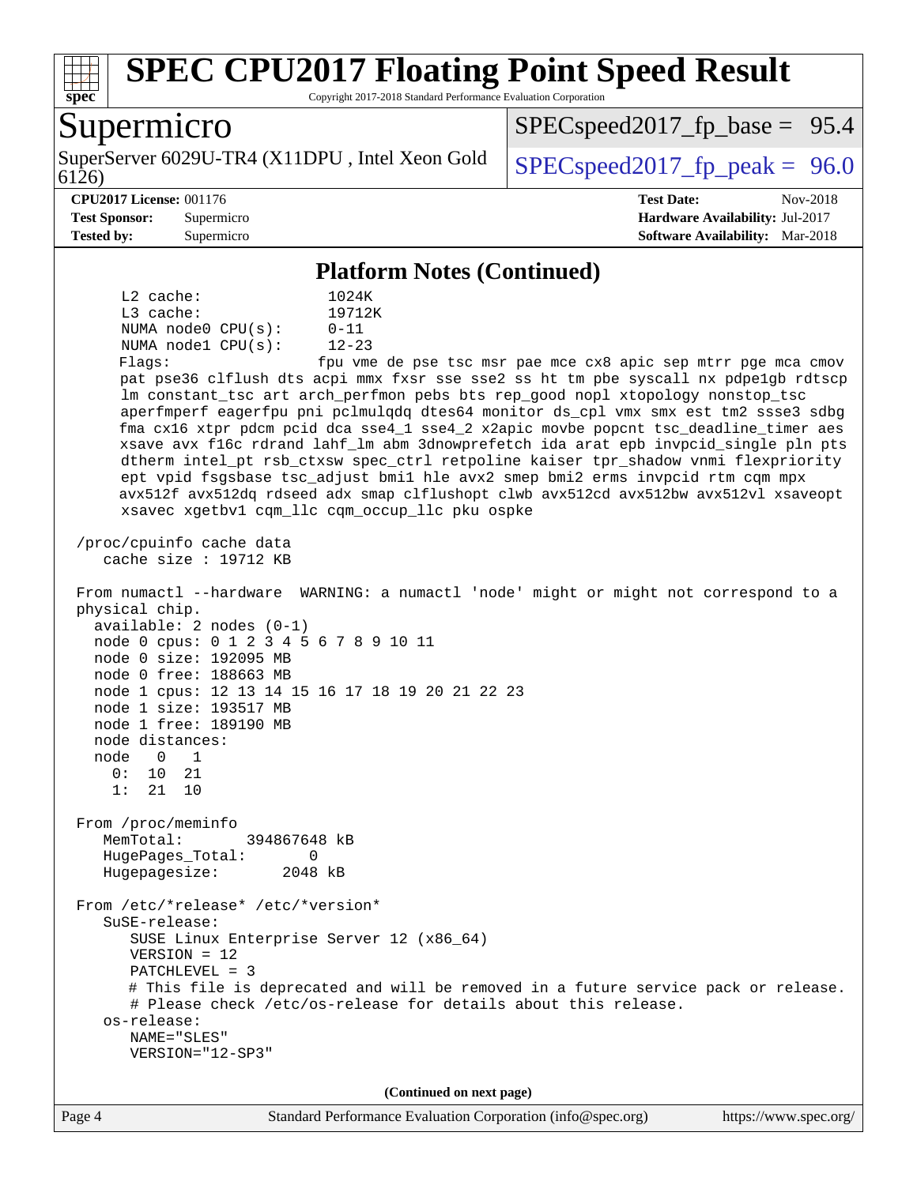## Platform Notes (Continued)

```
     L2 cache:              1024K
     L3 cache:              19712K
     NUMA node0 CPU(s):     0-11
     NUMA node1 CPU(s):     12-23
     Flags:                 fpu vme de pse tsc msr pae mce cx8 apic sep mtrr pge mca cmov
     pat pse36 clflush dts acpi mmx fxsr sse sse2 ss ht tm pbe syscall nx pdpe1gb rdtscp
     lm constant_tsc art arch_perfmon pebs bts rep_good nopl xtopology nonstop_tsc
     aperfmperf eagerfpu pni pclmulqdq dtes64 monitor ds_cpl vmx smx est tm2 ssse3 sdbg
     fma cx16 xtpr pdcm pcid dca sse4_1 sse4_2 x2apic movbe popcnt tsc_deadline_timer aes
     xsave avx f16c rdrand lahf_lm abm 3dnowprefetch ida arat epb invpcid_single pln pts
     dtherm intel_pt rsb_ctxsw spec_ctrl retpoline kaiser tpr_shadow vnmi flexpriority
     ept vpid fsgsbase tsc_adjust bmi1 hle avx2 smep bmi2 erms invpcid rtm cqm mpx
     avx512f avx512dq rdseed adx smap clflushopt clwb avx512cd avx512bw avx512vl xsaveopt
     xsavec xgetbv1 cqm_llc cqm_occup_llc pku ospke

 /proc/cpuinfo cache data
    cache size : 19712 KB

 From numactl --hardware  WARNING: a numactl 'node' might or might not correspond to a
 physical chip.
   available: 2 nodes (0-1)
   node 0 cpus: 0 1 2 3 4 5 6 7 8 9 10 11
   node 0 size: 192095 MB
   node 0 free: 188663 MB
   node 1 cpus: 12 13 14 15 16 17 18 19 20 21 22 23
   node 1 size: 193517 MB
   node 1 free: 189190 MB
   node distances:
   node   0   1
     0:  10  21
     1:  21  10

 From /proc/meminfo
    MemTotal:       394867648 kB
    HugePages_Total:       0
    Hugepagesize:       2048 kB

 From /etc/*release* /etc/*version*
    SuSE-release:
       SUSE Linux Enterprise Server 12 (x86_64)
       VERSION = 12
       PATCHLEVEL = 3
       # This file is deprecated and will be removed in a future service pack or release.
       # Please check /etc/os-release for details about this release.
    os-release:
       NAME="SLES"
       VERSION="12-SP3"
```

(Continued on next page)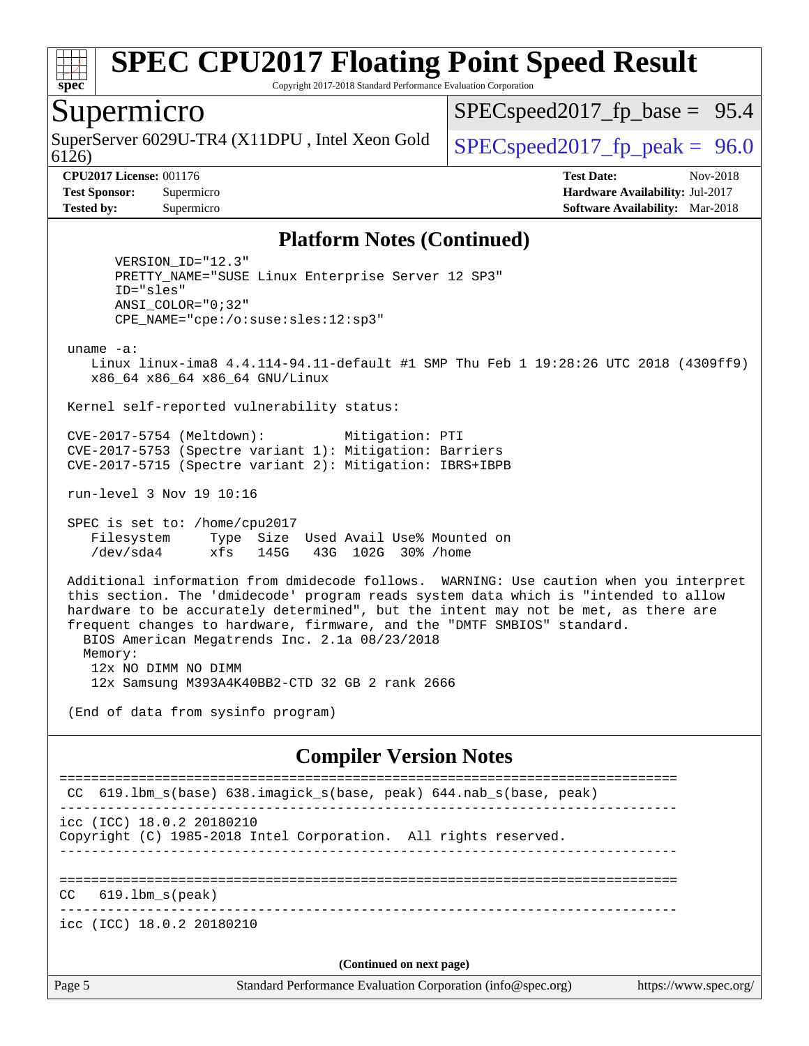## Platform Notes (Continued)

```
      VERSION_ID="12.3"
      PRETTY_NAME="SUSE Linux Enterprise Server 12 SP3"
      ID="sles"
      ANSI_COLOR="0;32"
      CPE_NAME="cpe:/o:suse:sles:12:sp3"

 uname -a:
    Linux linux-ima8 4.4.114-94.11-default #1 SMP Thu Feb 1 19:28:26 UTC 2018 (4309ff9)
    x86_64 x86_64 x86_64 GNU/Linux

 Kernel self-reported vulnerability status:

 CVE-2017-5754 (Meltdown):          Mitigation: PTI
 CVE-2017-5753 (Spectre variant 1): Mitigation: Barriers
 CVE-2017-5715 (Spectre variant 2): Mitigation: IBRS+IBPB

 run-level 3 Nov 19 10:16

 SPEC is set to: /home/cpu2017
    Filesystem     Type  Size  Used Avail Use% Mounted on
    /dev/sda4      xfs   145G   43G  102G  30% /home

 Additional information from dmidecode follows.  WARNING: Use caution when you interpret
 this section. The 'dmidecode' program reads system data which is "intended to allow
 hardware to be accurately determined", but the intent may not be met, as there are
 frequent changes to hardware, firmware, and the "DMTF SMBIOS" standard.
   BIOS American Megatrends Inc. 2.1a 08/23/2018
   Memory:
    12x NO DIMM NO DIMM
    12x Samsung M393A4K40BB2-CTD 32 GB 2 rank 2666

 (End of data from sysinfo program)
```

## Compiler Version Notes

```
==============================================================================
 CC  619.lbm_s(base) 638.imagick_s(base, peak) 644.nab_s(base, peak)
------------------------------------------------------------------------------
icc (ICC) 18.0.2 20180210
Copyright (C) 1985-2018 Intel Corporation.  All rights reserved.
------------------------------------------------------------------------------

==============================================================================
CC   619.lbm_s(peak)
------------------------------------------------------------------------------
icc (ICC) 18.0.2 20180210
```

(Continued on next page)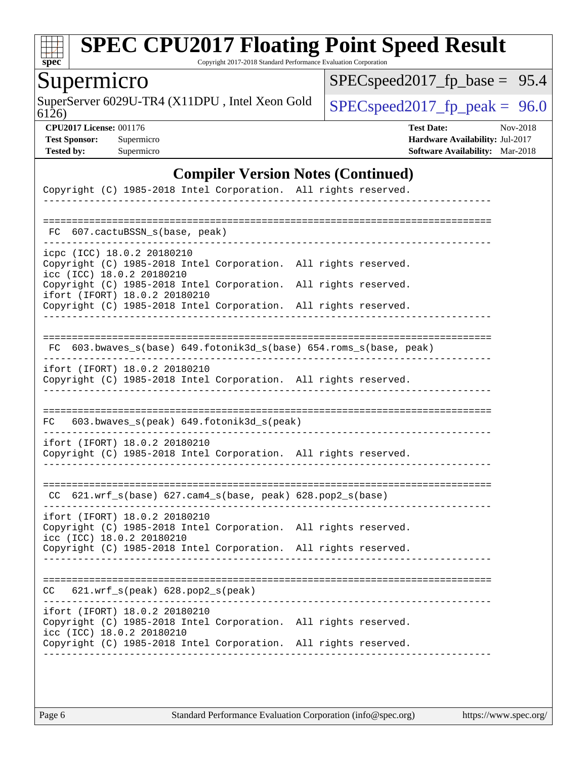## Compiler Version Notes (Continued)

```
Copyright (C) 1985-2018 Intel Corporation.  All rights reserved.
------------------------------------------------------------------------------

==============================================================================
 FC  607.cactuBSSN_s(base, peak)
------------------------------------------------------------------------------
icpc (ICC) 18.0.2 20180210
Copyright (C) 1985-2018 Intel Corporation.  All rights reserved.
icc (ICC) 18.0.2 20180210
Copyright (C) 1985-2018 Intel Corporation.  All rights reserved.
ifort (IFORT) 18.0.2 20180210
Copyright (C) 1985-2018 Intel Corporation.  All rights reserved.
------------------------------------------------------------------------------

==============================================================================
 FC  603.bwaves_s(base) 649.fotonik3d_s(base) 654.roms_s(base, peak)
------------------------------------------------------------------------------
ifort (IFORT) 18.0.2 20180210
Copyright (C) 1985-2018 Intel Corporation.  All rights reserved.
------------------------------------------------------------------------------

==============================================================================
 FC   603.bwaves_s(peak) 649.fotonik3d_s(peak)
------------------------------------------------------------------------------
ifort (IFORT) 18.0.2 20180210
Copyright (C) 1985-2018 Intel Corporation.  All rights reserved.
------------------------------------------------------------------------------

==============================================================================
 CC  621.wrf_s(base) 627.cam4_s(base, peak) 628.pop2_s(base)
------------------------------------------------------------------------------
ifort (IFORT) 18.0.2 20180210
Copyright (C) 1985-2018 Intel Corporation.  All rights reserved.
icc (ICC) 18.0.2 20180210
Copyright (C) 1985-2018 Intel Corporation.  All rights reserved.
------------------------------------------------------------------------------

==============================================================================
 CC   621.wrf_s(peak) 628.pop2_s(peak)
------------------------------------------------------------------------------
ifort (IFORT) 18.0.2 20180210
Copyright (C) 1985-2018 Intel Corporation.  All rights reserved.
icc (ICC) 18.0.2 20180210
Copyright (C) 1985-2018 Intel Corporation.  All rights reserved.
------------------------------------------------------------------------------
```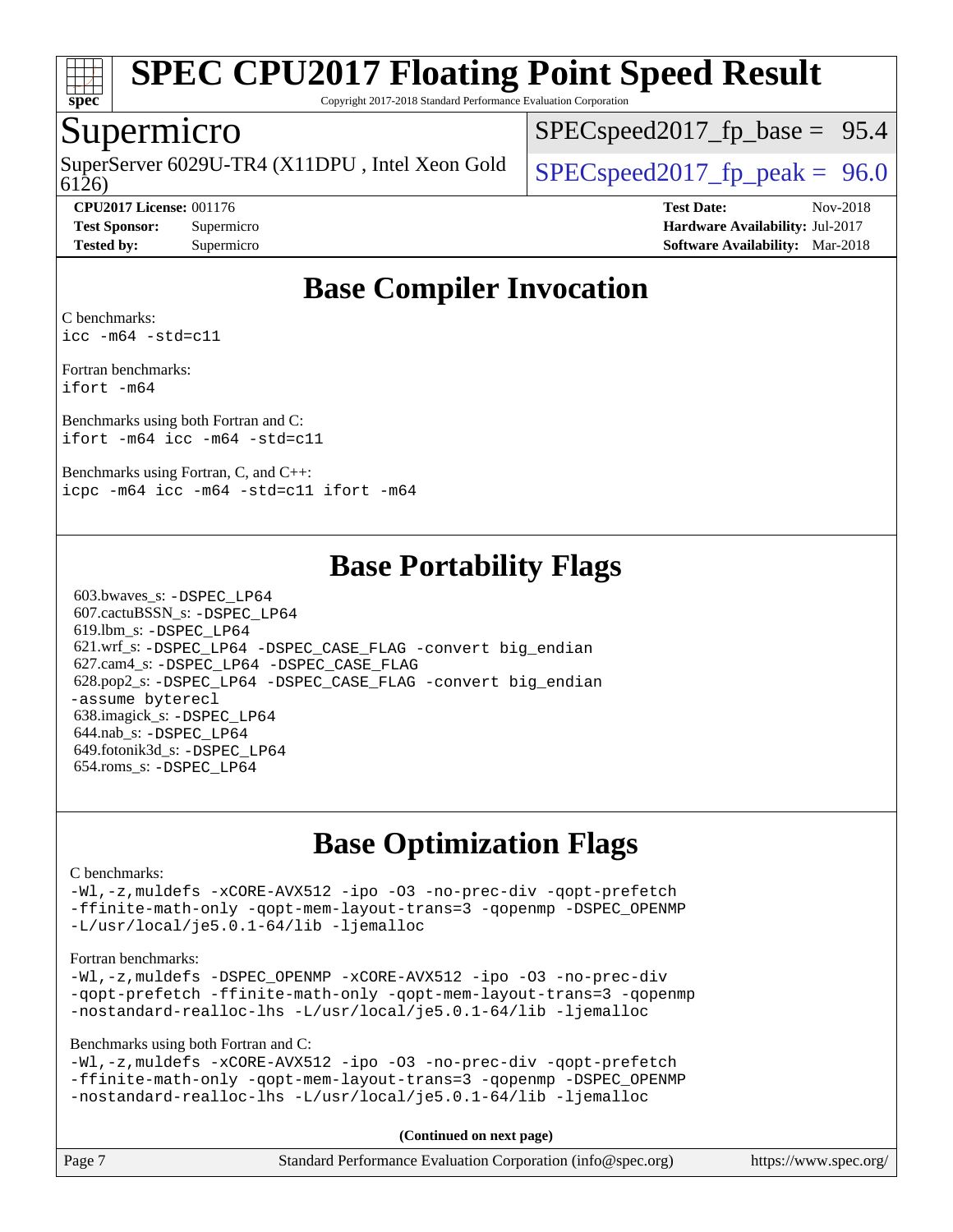# SPEC CPU2017 Floating Point Speed Result

Copyright 2017-2018 Standard Performance Evaluation Corporation

## Supermicro

SuperServer 6029U-TR4 (X11DPU , Intel Xeon Gold 6126)

SPECspeed2017_fp_base = 95.4

SPECspeed2017_fp_peak = 96.0

**CPU2017 License:** 001176
**Test Sponsor:** Supermicro
**Tested by:** Supermicro

**Test Date:** Nov-2018
**Hardware Availability:** Jul-2017
**Software Availability:** Mar-2018

## Base Compiler Invocation

C benchmarks:
```
icc -m64 -std=c11
```

Fortran benchmarks:
```
ifort -m64
```

Benchmarks using both Fortran and C:
```
ifort -m64 icc -m64 -std=c11
```

Benchmarks using Fortran, C, and C++:
```
icpc -m64 icc -m64 -std=c11 ifort -m64
```

## Base Portability Flags

603.bwaves_s: -DSPEC_LP64
607.cactuBSSN_s: -DSPEC_LP64
619.lbm_s: -DSPEC_LP64
621.wrf_s: -DSPEC_LP64 -DSPEC_CASE_FLAG -convert big_endian
627.cam4_s: -DSPEC_LP64 -DSPEC_CASE_FLAG
628.pop2_s: -DSPEC_LP64 -DSPEC_CASE_FLAG -convert big_endian -assume byterecl
638.imagick_s: -DSPEC_LP64
644.nab_s: -DSPEC_LP64
649.fotonik3d_s: -DSPEC_LP64
654.roms_s: -DSPEC_LP64

## Base Optimization Flags

C benchmarks:
```
-Wl,-z,muldefs -xCORE-AVX512 -ipo -O3 -no-prec-div -qopt-prefetch
-ffinite-math-only -qopt-mem-layout-trans=3 -qopenmp -DSPEC_OPENMP
-L/usr/local/je5.0.1-64/lib -ljemalloc
```

Fortran benchmarks:
```
-Wl,-z,muldefs -DSPEC_OPENMP -xCORE-AVX512 -ipo -O3 -no-prec-div
-qopt-prefetch -ffinite-math-only -qopt-mem-layout-trans=3 -qopenmp
-nostandard-realloc-lhs -L/usr/local/je5.0.1-64/lib -ljemalloc
```

Benchmarks using both Fortran and C:
```
-Wl,-z,muldefs -xCORE-AVX512 -ipo -O3 -no-prec-div -qopt-prefetch
-ffinite-math-only -qopt-mem-layout-trans=3 -qopenmp -DSPEC_OPENMP
-nostandard-realloc-lhs -L/usr/local/je5.0.1-64/lib -ljemalloc
```

**(Continued on next page)**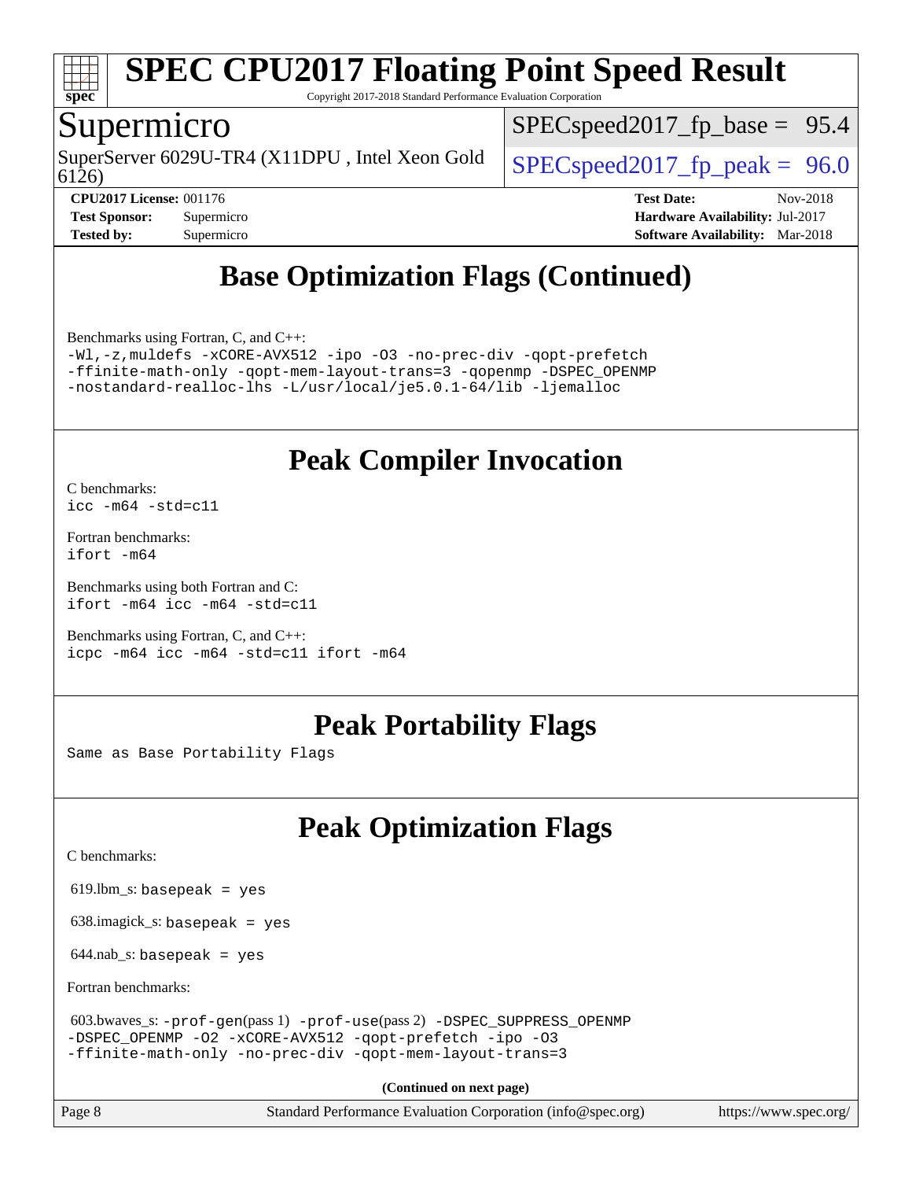## Base Optimization Flags (Continued)

Benchmarks using Fortran, C, and C++:

```
-Wl,-z,muldefs -xCORE-AVX512 -ipo -O3 -no-prec-div -qopt-prefetch
-ffinite-math-only -qopt-mem-layout-trans=3 -qopenmp -DSPEC_OPENMP
-nostandard-realloc-lhs -L/usr/local/je5.0.1-64/lib -ljemalloc
```

## Peak Compiler Invocation

C benchmarks:

```
icc -m64 -std=c11
```

Fortran benchmarks:

```
ifort -m64
```

Benchmarks using both Fortran and C:

```
ifort -m64 icc -m64 -std=c11
```

Benchmarks using Fortran, C, and C++:

```
icpc -m64 icc -m64 -std=c11 ifort -m64
```

## Peak Portability Flags

Same as Base Portability Flags

## Peak Optimization Flags

C benchmarks:

619.lbm_s: `basepeak = yes`

638.imagick_s: `basepeak = yes`

644.nab_s: `basepeak = yes`

Fortran benchmarks:

603.bwaves_s: `-prof-gen`(pass 1) `-prof-use`(pass 2) `-DSPEC_SUPPRESS_OPENMP -DSPEC_OPENMP -O2 -xCORE-AVX512 -qopt-prefetch -ipo -O3 -ffinite-math-only -no-prec-div -qopt-mem-layout-trans=3`

**(Continued on next page)**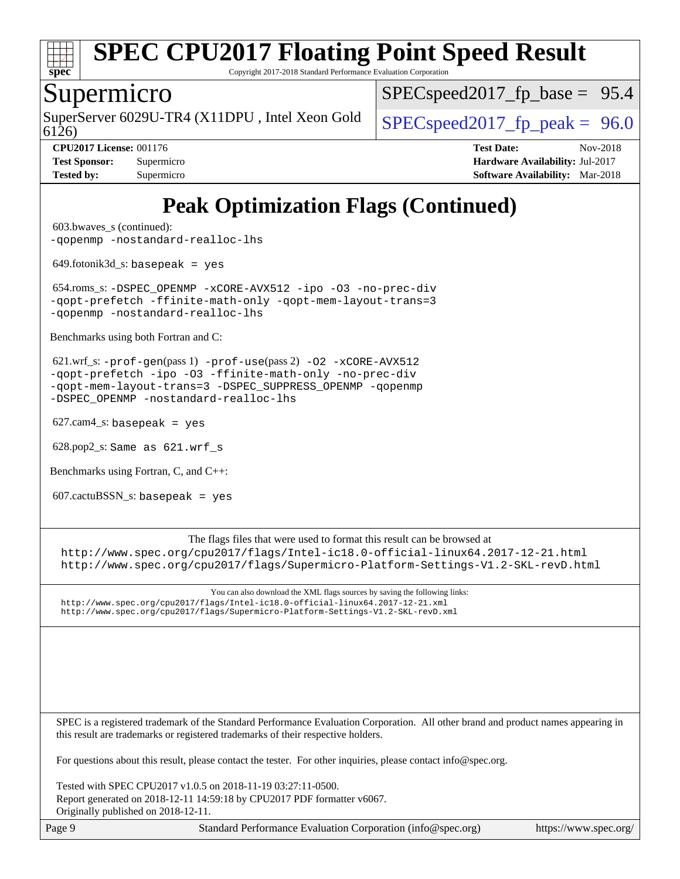# SPEC CPU2017 Floating Point Speed Result

Copyright 2017-2018 Standard Performance Evaluation Corporation

## Supermicro

SuperServer 6029U-TR4 (X11DPU , Intel Xeon Gold 6126)

SPECspeed2017_fp_base = 95.4

SPECspeed2017_fp_peak = 96.0

**CPU2017 License:** 001176
**Test Sponsor:** Supermicro
**Tested by:** Supermicro

**Test Date:** Nov-2018
**Hardware Availability:** Jul-2017
**Software Availability:** Mar-2018

## Peak Optimization Flags (Continued)

603.bwaves_s (continued):
-qopenmp -nostandard-realloc-lhs

649.fotonik3d_s: basepeak = yes

654.roms_s: -DSPEC_OPENMP -xCORE-AVX512 -ipo -O3 -no-prec-div -qopt-prefetch -ffinite-math-only -qopt-mem-layout-trans=3 -qopenmp -nostandard-realloc-lhs

Benchmarks using both Fortran and C:

621.wrf_s: -prof-gen(pass 1) -prof-use(pass 2) -O2 -xCORE-AVX512 -qopt-prefetch -ipo -O3 -ffinite-math-only -no-prec-div -qopt-mem-layout-trans=3 -DSPEC_SUPPRESS_OPENMP -qopenmp -DSPEC_OPENMP -nostandard-realloc-lhs

627.cam4_s: basepeak = yes

628.pop2_s: Same as 621.wrf_s

Benchmarks using Fortran, C, and C++:

607.cactuBSSN_s: basepeak = yes

The flags files that were used to format this result can be browsed at
http://www.spec.org/cpu2017/flags/Intel-ic18.0-official-linux64.2017-12-21.html
http://www.spec.org/cpu2017/flags/Supermicro-Platform-Settings-V1.2-SKL-revD.html

You can also download the XML flags sources by saving the following links:
http://www.spec.org/cpu2017/flags/Intel-ic18.0-official-linux64.2017-12-21.xml
http://www.spec.org/cpu2017/flags/Supermicro-Platform-Settings-V1.2-SKL-revD.xml

SPEC is a registered trademark of the Standard Performance Evaluation Corporation. All other brand and product names appearing in this result are trademarks or registered trademarks of their respective holders.

For questions about this result, please contact the tester. For other inquiries, please contact info@spec.org.

Tested with SPEC CPU2017 v1.0.5 on 2018-11-19 03:27:11-0500.
Report generated on 2018-12-11 14:59:18 by CPU2017 PDF formatter v6067.
Originally published on 2018-12-11.